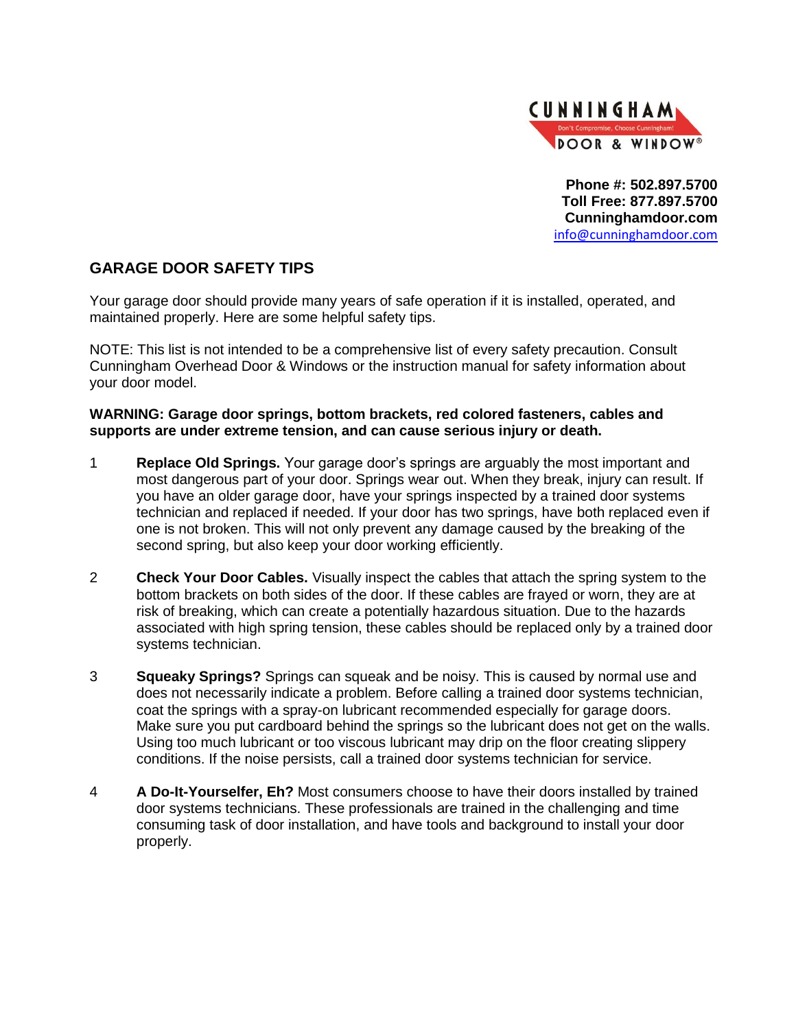CUNNINGHAM
Don't Compromise, Choose Cunningham!
DOOR & WINDOW®

**Phone #: 502.897.5700**
**Toll Free: 877.897.5700**
**Cunninghamdoor.com**
info@cunninghamdoor.com

## GARAGE DOOR SAFETY TIPS

Your garage door should provide many years of safe operation if it is installed, operated, and maintained properly. Here are some helpful safety tips.

NOTE: This list is not intended to be a comprehensive list of every safety precaution. Consult Cunningham Overhead Door & Windows or the instruction manual for safety information about your door model.

**WARNING: Garage door springs, bottom brackets, red colored fasteners, cables and supports are under extreme tension, and can cause serious injury or death.**

1. **Replace Old Springs.** Your garage door's springs are arguably the most important and most dangerous part of your door. Springs wear out. When they break, injury can result. If you have an older garage door, have your springs inspected by a trained door systems technician and replaced if needed. If your door has two springs, have both replaced even if one is not broken. This will not only prevent any damage caused by the breaking of the second spring, but also keep your door working efficiently.

2. **Check Your Door Cables.** Visually inspect the cables that attach the spring system to the bottom brackets on both sides of the door. If these cables are frayed or worn, they are at risk of breaking, which can create a potentially hazardous situation. Due to the hazards associated with high spring tension, these cables should be replaced only by a trained door systems technician.

3. **Squeaky Springs?** Springs can squeak and be noisy. This is caused by normal use and does not necessarily indicate a problem. Before calling a trained door systems technician, coat the springs with a spray-on lubricant recommended especially for garage doors. Make sure you put cardboard behind the springs so the lubricant does not get on the walls. Using too much lubricant or too viscous lubricant may drip on the floor creating slippery conditions. If the noise persists, call a trained door systems technician for service.

4. **A Do-It-Yourselfer, Eh?** Most consumers choose to have their doors installed by trained door systems technicians. These professionals are trained in the challenging and time consuming task of door installation, and have tools and background to install your door properly.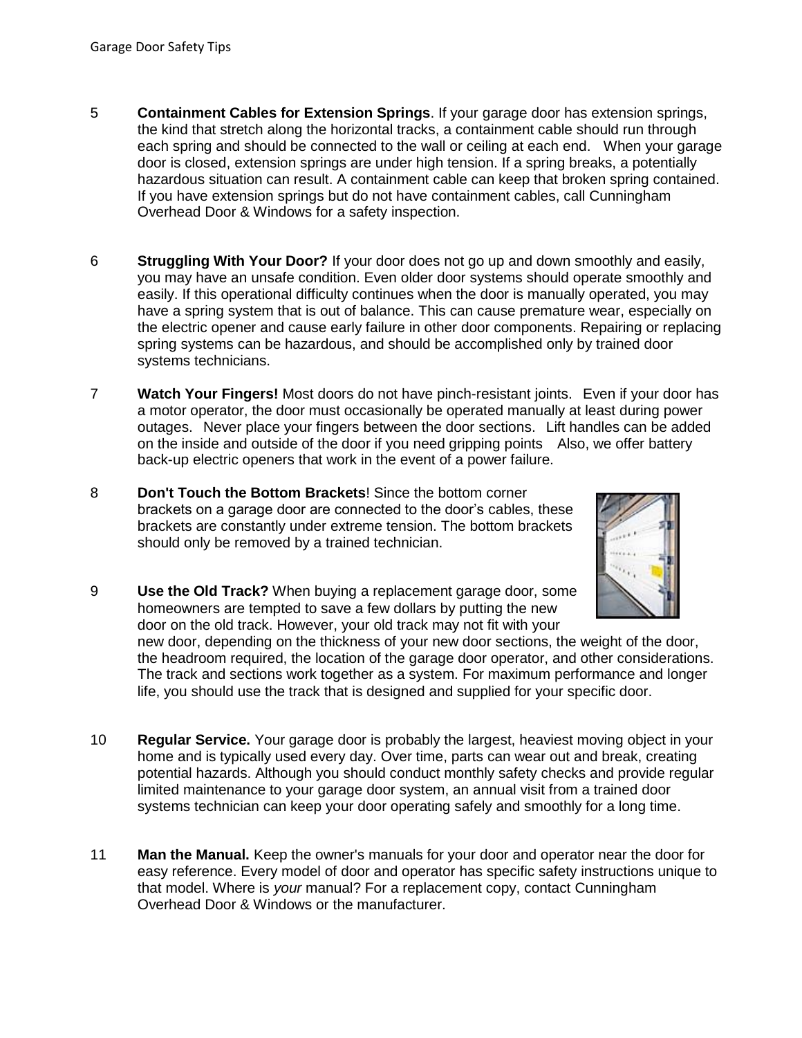5 **Containment Cables for Extension Springs**. If your garage door has extension springs, the kind that stretch along the horizontal tracks, a containment cable should run through each spring and should be connected to the wall or ceiling at each end. When your garage door is closed, extension springs are under high tension. If a spring breaks, a potentially hazardous situation can result. A containment cable can keep that broken spring contained. If you have extension springs but do not have containment cables, call Cunningham Overhead Door & Windows for a safety inspection.

6 **Struggling With Your Door?** If your door does not go up and down smoothly and easily, you may have an unsafe condition. Even older door systems should operate smoothly and easily. If this operational difficulty continues when the door is manually operated, you may have a spring system that is out of balance. This can cause premature wear, especially on the electric opener and cause early failure in other door components. Repairing or replacing spring systems can be hazardous, and should be accomplished only by trained door systems technicians.

7 **Watch Your Fingers!** Most doors do not have pinch-resistant joints. Even if your door has a motor operator, the door must occasionally be operated manually at least during power outages. Never place your fingers between the door sections. Lift handles can be added on the inside and outside of the door if you need gripping points Also, we offer battery back-up electric openers that work in the event of a power failure.

8 **Don't Touch the Bottom Brackets**! Since the bottom corner brackets on a garage door are connected to the door's cables, these brackets are constantly under extreme tension. The bottom brackets should only be removed by a trained technician.

9 **Use the Old Track?** When buying a replacement garage door, some homeowners are tempted to save a few dollars by putting the new door on the old track. However, your old track may not fit with your new door, depending on the thickness of your new door sections, the weight of the door, the headroom required, the location of the garage door operator, and other considerations. The track and sections work together as a system. For maximum performance and longer life, you should use the track that is designed and supplied for your specific door.

10 **Regular Service.** Your garage door is probably the largest, heaviest moving object in your home and is typically used every day. Over time, parts can wear out and break, creating potential hazards. Although you should conduct monthly safety checks and provide regular limited maintenance to your garage door system, an annual visit from a trained door systems technician can keep your door operating safely and smoothly for a long time.

11 **Man the Manual.** Keep the owner's manuals for your door and operator near the door for easy reference. Every model of door and operator has specific safety instructions unique to that model. Where is *your* manual? For a replacement copy, contact Cunningham Overhead Door & Windows or the manufacturer.